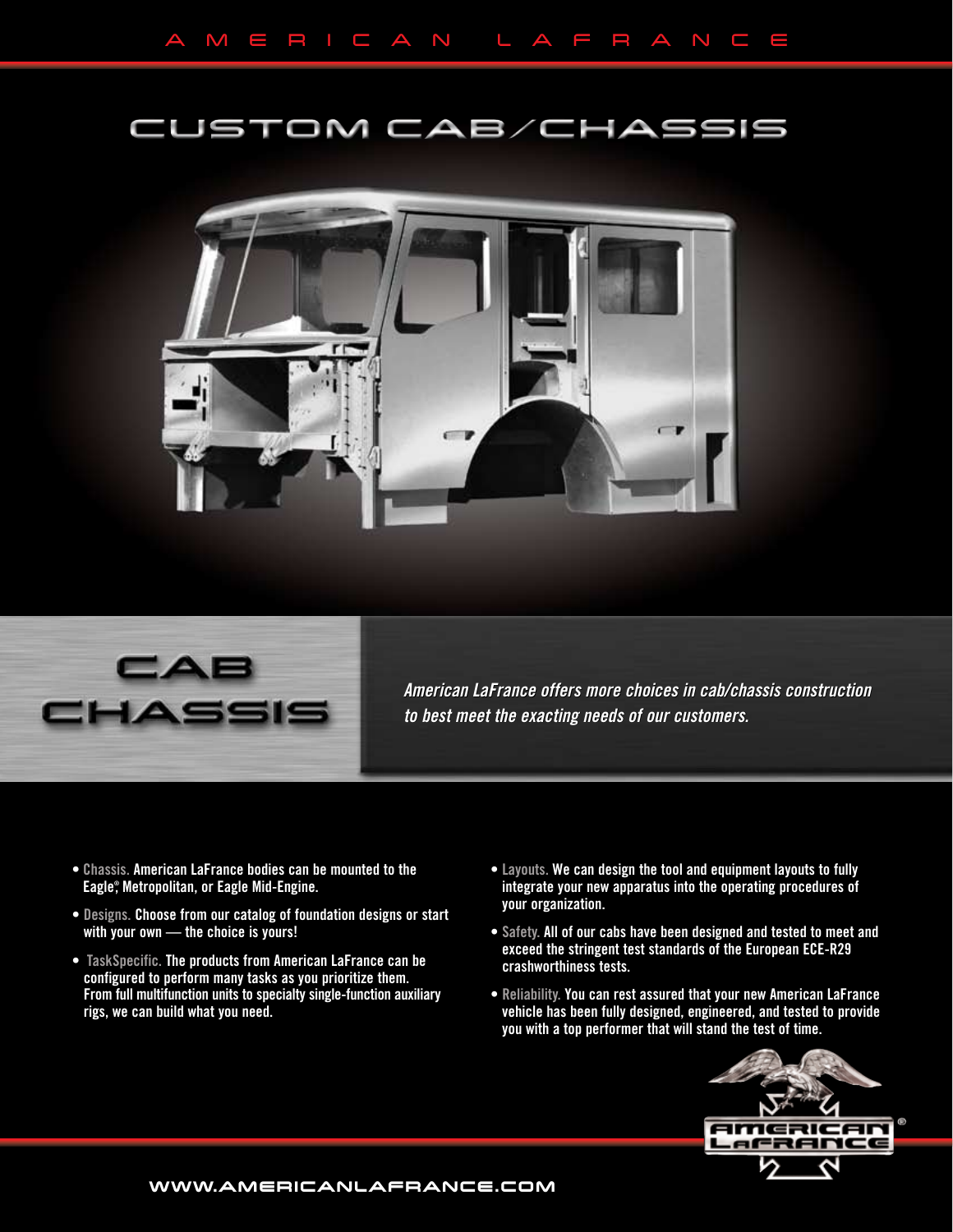AMERICAN LAFRANCE

# CUSTOM CAB/CHASSIS

## CAB CHASSIS

*American LaFrance offers more choices in cab/chassis construction to best meet the exacting needs of our customers.*

- **Chassis.** American LaFrance bodies can be mounted to the Eagle®, Metropolitan, or Eagle Mid-Engine.
- **Designs.** Choose from our catalog of foundation designs or start with your own — the choice is yours!
- **TaskSpecific.** The products from American LaFrance can be configured to perform many tasks as you prioritize them. From full multifunction units to specialty single-function auxiliary rigs, we can build what you need.
- **Layouts.** We can design the tool and equipment layouts to fully integrate your new apparatus into the operating procedures of your organization.
- **Safety.** All of our cabs have been designed and tested to meet and exceed the stringent test standards of the European ECE-R29 crashworthiness tests.
- **Reliability.** You can rest assured that your new American LaFrance vehicle has been fully designed, engineered, and tested to provide you with a top performer that will stand the test of time.

AMERICAN LAFRANCE®

WWW.AMERICANLAFRANCE.COM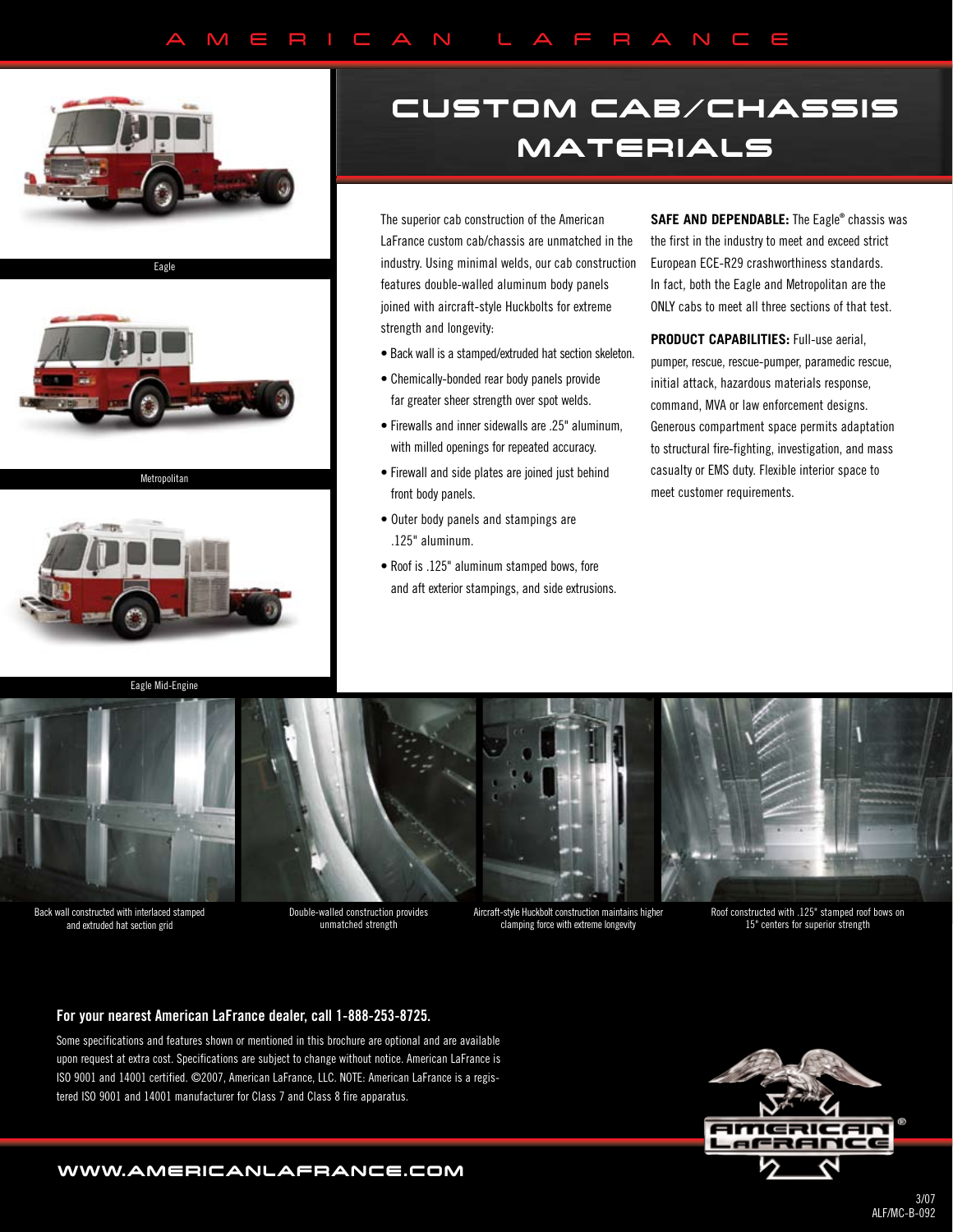AMERICAN LAFRANCE

# CUSTOM CAB/CHASSIS MATERIALS

Eagle

Metropolitan

Eagle Mid-Engine

The superior cab construction of the American LaFrance custom cab/chassis are unmatched in the industry. Using minimal welds, our cab construction features double-walled aluminum body panels joined with aircraft-style Huckbolts for extreme strength and longevity:

- Back wall is a stamped/extruded hat section skeleton.
- Chemically-bonded rear body panels provide far greater sheer strength over spot welds.
- Firewalls and inner sidewalls are .25" aluminum, with milled openings for repeated accuracy.
- Firewall and side plates are joined just behind front body panels.
- Outer body panels and stampings are .125" aluminum.
- Roof is .125" aluminum stamped bows, fore and aft exterior stampings, and side extrusions.

**SAFE AND DEPENDABLE:** The Eagle® chassis was the first in the industry to meet and exceed strict European ECE-R29 crashworthiness standards. In fact, both the Eagle and Metropolitan are the ONLY cabs to meet all three sections of that test.

**PRODUCT CAPABILITIES:** Full-use aerial, pumper, rescue, rescue-pumper, paramedic rescue, initial attack, hazardous materials response, command, MVA or law enforcement designs. Generous compartment space permits adaptation to structural fire-fighting, investigation, and mass casualty or EMS duty. Flexible interior space to meet customer requirements.

Back wall constructed with interlaced stamped and extruded hat section grid

Double-walled construction provides unmatched strength

Aircraft-style Huckbolt construction maintains higher clamping force with extreme longevity

Roof constructed with .125" stamped roof bows on 15" centers for superior strength

**For your nearest American LaFrance dealer, call 1-888-253-8725.**

Some specifications and features shown or mentioned in this brochure are optional and are available upon request at extra cost. Specifications are subject to change without notice. American LaFrance is ISO 9001 and 14001 certified. ©2007, American LaFrance, LLC. NOTE: American LaFrance is a registered ISO 9001 and 14001 manufacturer for Class 7 and Class 8 fire apparatus.

WWW.AMERICANLAFRANCE.COM

3/07
ALF/MC-B-092